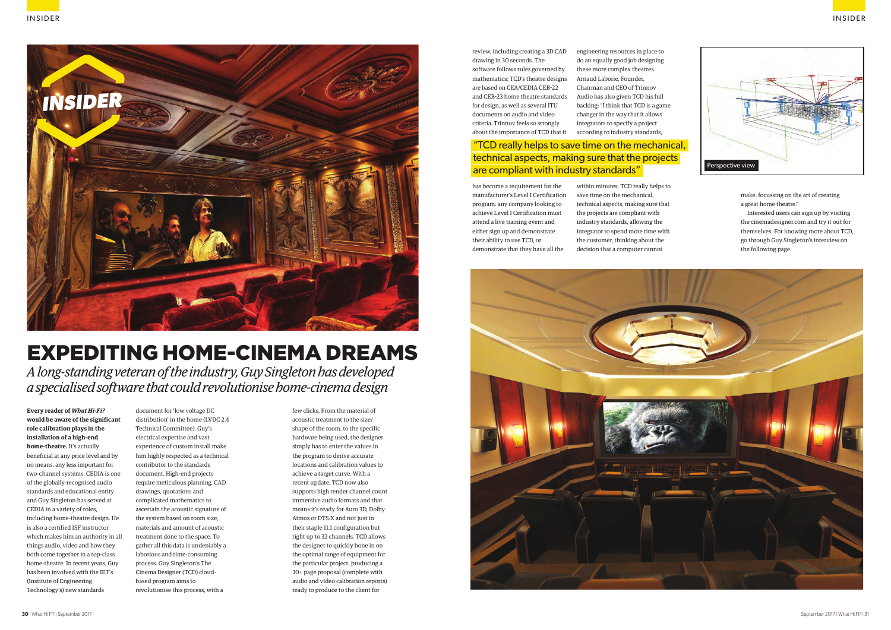# EXPEDITING HOME-CINEMA DREAMS

*A long-standing veteran of the industry, Guy Singleton has developed a specialised software that could revolutionise home-cinema design*

**Every reader of *What Hi-Fi?* would be aware of the significant role calibration plays in the installation of a high-end home-theatre.** It's actually beneficial at any price level and by no means, any less important for two-channel systems. CEDIA is one of the globally-recognised audio standards and educational entity and Guy Singleton has served at CEDIA in a variety of roles, including home-theatre design. He is also a certified ISF instructor which makes him an authority in all things audio, video and how they both come together in a top-class home-theatre. In recent years, Guy has been involved with the IET's (Institute of Engineering Technology's) new standards document for 'low voltage DC distribution' in the home (LVDC 2.4 Technical Committee). Guy's electrical expertise and vast experience of custom install make him highly respected as a technical contributor to the standards document. High-end projects require meticulous planning, CAD drawings, quotations and complicated mathematics to ascertain the acoustic signature of the system based on room size, materials and amount of acoustic treatment done to the space. To gather all this data is undeniably a laborious and time-consuming process. Guy Singleton's The Cinema Designer (TCD) cloud-based program aims to revolutionise this process, with a few clicks. From the material of acoustic treatment to the size/shape of the room, to the specific hardware being used, the designer simply has to enter the values in the program to derive accurate locations and calibration values to achieve a target curve. With a recent update, TCD now also supports high render channel count immersive audio formats and that means it's ready for Auro 3D, Dolby Atmos or DTS:X and not just in their staple 11.1 configuration but right up to 32 channels. TCD allows the designer to quickly hone in on the optimal range of equipment for the particular project, producing a 30+ page proposal (complete with audio and video calibration reports) ready to produce to the client for review, including creating a 3D CAD drawing in 30 seconds. The software follows rules governed by mathematics; TCD's theatre designs are based on CEA/CEDIA CEB-22 and CEB-23 home theatre standards for design, as well as several ITU documents on audio and video criteria. Trinnov feels so strongly about the importance of TCD that it has become a requirement for the manufacturer's Level I Certification program: any company looking to achieve Level I Certification must attend a live training event and either sign up and demonstrate their ability to use TCD, or demonstrate that they have all the engineering resources in place to do an equally good job designing these more complex theatres. Arnaud Laborie, Founder, Chairman and CEO of Trinnov Audio has also given TCD his full backing: "I think that TCD is a game changer in the way that it allows integrators to specify a project according to industry standards, within minutes. TCD really helps to save time on the mechanical, technical aspects, making sure that the projects are compliant with industry standards, allowing the integrator to spend more time with the customer, thinking about the decision that a computer cannot make: focussing on the art of creating a great home theatre."

> "TCD really helps to save time on the mechanical, technical aspects, making sure that the projects are compliant with industry standards"

Perspective view

Interested users can sign up by visiting the cinemadesigner.com and try it out for themselves. For knowing more about TCD, go through Guy Singleton's interview on the following page.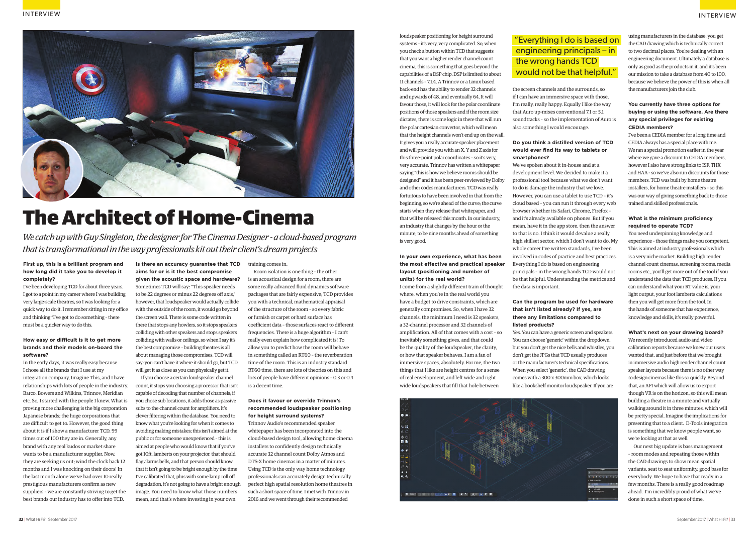# The Architect of Home-Cinema

*We catch up with Guy Singleton, the designer for The Cinema Designer - a cloud-based program that is transformational in the way professionals kit out their client's dream projects*

**First up, this is a brilliant program and how long did it take you to develop it completely?**

I've been developing TCD for about three years. I got to a point in my career where I was building very large-scale theatres, so I was looking for a quick way to do it. I remember sitting in my office and thinking "I've got to do something – there must be a quicker way to do this.

**How easy or difficult is it to get more brands and their models on-board the software?**

In the early days, it was really easy because I chose all the brands that I use at my integration company, Imagine This, and I have relationships with lots of people in the industry. Barco, Bowers and Wilkins, Trinnov, Meridian etc. So, I started with the people I knew. What is proving more challenging is the big corporation Japanese brands; the huge corporations that are difficult to get to. However, the good thing about it is if I show a manufacturer TCD, 99 times out of 100 they are in. Generally, any brand with any real kudos or market share wants to be a manufacturer supplier. Now, they are seeking us out; wind the clock back 12 months and I was knocking on their doors! In the last month alone we've had over 10 really prestigious manufacturers confirm as new suppliers – we are constantly striving to get the best brands our industry has to offer into TCD.

**Is there an accuracy guarantee that TCD aims for or is it the best compromise given the acoustic space and hardware?**

Sometimes TCD will say: "This speaker needs to be 22 degrees or minus 22 degrees off axis," however, that loudspeaker would actually collide with the outside of the room, it would go beyond the screen wall. There is some code written in there that stops any howlers, so it stops speakers colliding with other speakers and stops speakers colliding with walls or ceilings, so when I say it's the best compromise – building theatres is all about managing those compromises. TCD will say: you can't have it where it should go, but TCD will get it as close as you can physically get it.

If you choose a certain loudspeaker channel count, it stops you choosing a processor that isn't capable of decoding that number of channels; if you chose sub locations, it adds those as passive subs to the channel count for amplifiers. It's clever filtering within the database. You need to know what you're looking for when it comes to avoiding making mistakes; this isn't aimed at the public or for someone unexperienced – this is aimed at people who would know that if you've got 10ft. lamberts on your projector, that should flag alarms bells, and that person should know that it isn't going to be bright enough by the time I've calibrated that, plus with some lamp roll off degradation, it's not going to have a bright enough image. You need to know what those numbers mean, and that's where investing in your own training comes in.

Room isolation is one thing – the other is an acoustical design for a room; there are some really advanced fluid dynamics software packages that are fairly expensive; TCD provides you with a technical, mathematical appraisal of the structure of the room – so every fabric or furnish or carpet or hard surface has coefficient data – those surfaces react to different frequencies. There is a huge algorithm – I can't really even explain how complicated it is! To allow you to predict how the room will behave in something called an RT60 – the reverberation time of the room. This is an industry standard RT60 time, there are lots of theories on this and lots of people have different opinions – 0.3 or 0.4 is a decent time.

**Does it favour or override Trinnov's recommended loudspeaker positioning for height surround systems?**

Trinnov Audio's recommended speaker whitepaper has been incorporated into the cloud-based design tool, allowing home cinema installers to confidently design technically accurate 32 channel count Dolby Atmos and DTS:X home cinemas in a matter of minutes. Using TCD is the only way home technology professionals can accurately design technically perfect high spatial resolution home theatres in such a short space of time. I met with Trinnov in 2016 and we went through their recommended loudspeaker positioning for height surround systems – it's very, very complicated. So, when you check a button within TCD that suggests that you want a higher render channel count cinema, this is something that goes beyond the capabilities of a DSP chip. DSP is limited to about 11 channels – 7.1.4. A Trinnov or a Linux based back-end has the ability to render 32 channels and upwards of 48, and eventually 64. It will favour those, it will look for the polar coordinate positions of those speakers and if the room size dictates, there is some logic in there that will run the polar cartesian convertor, which will mean that the height channels won't end up on the wall. It gives you a really accurate speaker placement and will provide you with an X, Y and Z axis for this three-point polar coordinates – so it's very, very accurate. Trinnov has written a whitepaper saying "this is how we believe rooms should be designed" and it has been peer-reviewed by Dolby and other codes manufacturers. TCD was really fortuitous to have been involved in that from the beginning, so we're ahead of the curve; the curve starts when they release that whitepaper, and that will be released this month. In our industry, an industry that changes by the hour or the minute, to be nine months ahead of something is very good.

**In your own experience, what has been the most effective and practical speaker layout (positioning and number of units) for the real world?**

I come from a slightly different train of thought where, when you're in the real world you have a budget to drive constraints, which are generally compromises. So, when I have 32 channels, the minimum I need is 32 speakers, a 32-channel processor and 32 channels of amplification. All of that comes with a cost – so inevitably something gives, and that could be the quality of the loudspeaker, the clarity, or how that speaker behaves. I am a fan of immersive spaces, absolutely. For me, the two things that I like are height centres for a sense of real envelopment, and left wide and right wide loudspeakers that fill that hole between the screen channels and the surrounds, so if I can have an immersive space with those, I'm really, really happy. Equally I like the way that Auro up-mixes conventional 7.1 or 5.1 soundtracks – so the implementation of Auro is also something I would encourage.

> "Everything I do is based on engineering principals – in the wrong hands TCD would not be that helpful."

**Do you think a distilled version of TCD would ever find its way to tablets or smartphones?**

We've spoken about it in-house and at a development level. We decided to make it a professional tool because what we don't want to do is damage the industry that we love. However, you can use a tablet to use TCD – it's cloud based – you can run it through every web browser whether its Safari, Chrome, Firefox – and it's already available on phones. But if you mean, have it in the app store, then the answer to that is no. I think it would devalue a really high skillset sector, which I don't want to do. My whole career I've written standards, I've been involved in codes of practice and best practices. Everything I do is based on engineering principals – in the wrong hands TCD would not be that helpful. Understanding the metrics and the data is important.

**Can the program be used for hardware that isn't listed already? If yes, are there any limitations compared to listed products?**

Yes. You can have a generic screen and speakers. You can choose 'generic' within the dropdown, but you don't get the nice bells and whistles, you don't get the JPGs that TCD usually produces or the manufacturer's technical specifications. When you select 'generic', the CAD drawing comes with a 300 x 300mm box, which looks like a bookshelf monitor loudspeaker. If you are using manufacturers in the database, you get the CAD drawing which is technically correct to two decimal places. You're dealing with an engineering document. Ultimately a database is only as good as the products in it, and it's been our mission to take a database from 40 to 100, because we believe the power of this is when all the manufacturers join the club.

**You currently have three options for buying or using the software. Are there any special privileges for existing CEDIA members?**

I've been a CEDIA member for a long time and CEDIA always has a special place with me. We ran a special promotion earlier in the year where we gave a discount to CEDIA members, however I also have strong links to ISF, THX and HAA – so we've also run discounts for those members. TCD was built by home theatre installers, for home theatre installers – so this was our way of giving something back to those trained and skilled professionals.

**What is the minimum proficiency required to operate TCD?**

You need underpinning knowledge and experience – those things make you competent. This is aimed at industry professionals which is a very niche market. Building high render channel count cinemas, screening rooms, media rooms etc., you'll get more out of the tool if you understand the data that TCD produces. If you can understand what your RT value is, your light output, your foot lamberts calculations then you will get more from the tool. In the hands of someone that has experience, knowledge and skills, it's really powerful.

**What's next on your drawing board?**

We recently introduced audio and video calibration reports because we knew our users wanted that, and just before that we brought in immersive audio high render channel count speaker layouts because there is no other way to design cinemas like this so quickly. Beyond that, an API which will allow us to export though VR is on the horizon, so this will mean building a theatre in a minute and virtually walking around it in three minutes, which will be pretty special. Imagine the implications for presenting that to a client. D-Tools integration is something that we know people want, so we're looking at that as well.

Our next big update is bass management – room modes and repeating those within the CAD drawings to show mean spatial variants, seat to seat uniformity, good bass for everybody. We hope to have that ready in a few months. There is a really good roadmap ahead. I'm incredibly proud of what we've done in such a short space of time.